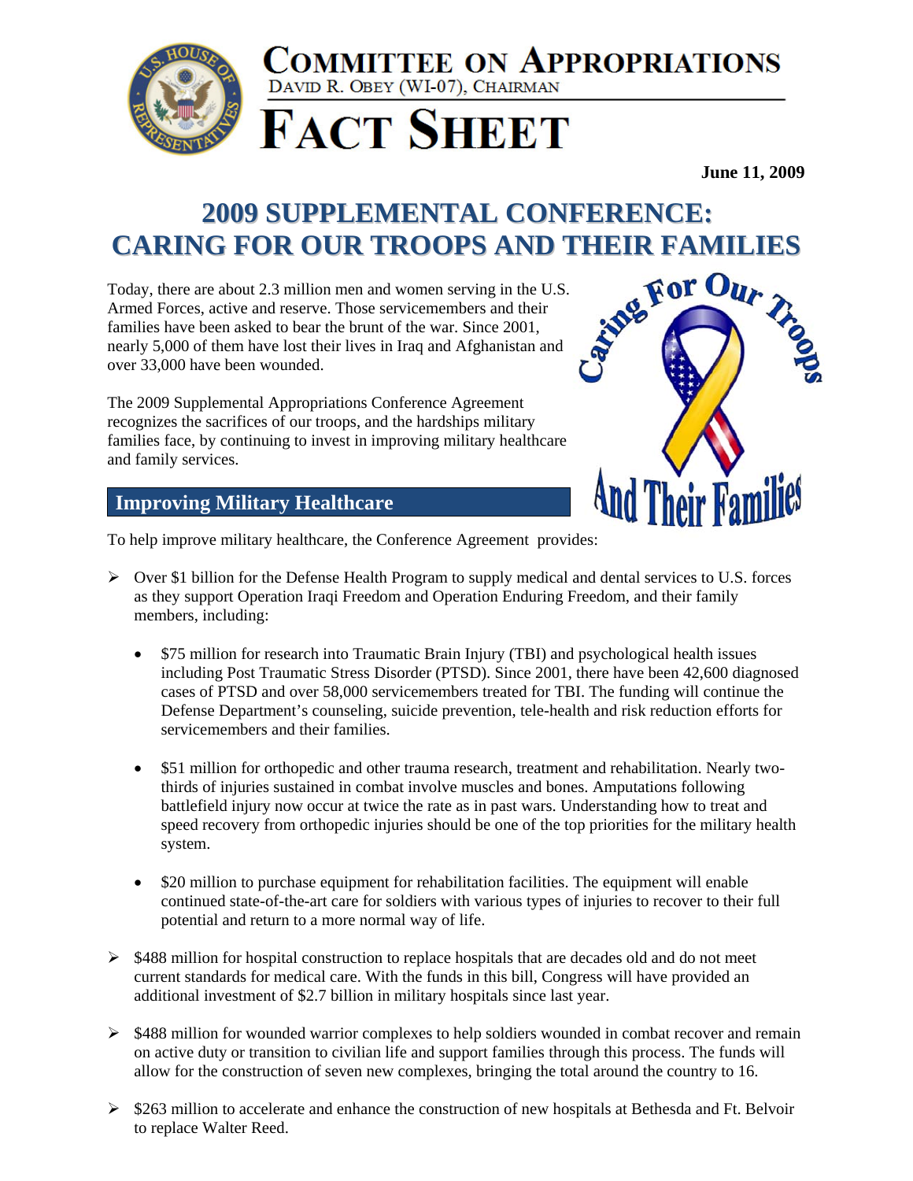# COMMITTEE ON APPROPRIATIONS

DAVID R. OBEY (WI-07), CHAIRMAN

# FACT SHEET

**June 11, 2009**

## 2009 SUPPLEMENTAL CONFERENCE: CARING FOR OUR TROOPS AND THEIR FAMILIES

Today, there are about 2.3 million men and women serving in the U.S. Armed Forces, active and reserve. Those servicemembers and their families have been asked to bear the brunt of the war. Since 2001, nearly 5,000 of them have lost their lives in Iraq and Afghanistan and over 33,000 have been wounded.

The 2009 Supplemental Appropriations Conference Agreement recognizes the sacrifices of our troops, and the hardships military families face, by continuing to invest in improving military healthcare and family services.

### Improving Military Healthcare

To help improve military healthcare, the Conference Agreement provides:

- Over $1 billion for the Defense Health Program to supply medical and dental services to U.S. forces as they support Operation Iraqi Freedom and Operation Enduring Freedom, and their family members, including:
  - $75 million for research into Traumatic Brain Injury (TBI) and psychological health issues including Post Traumatic Stress Disorder (PTSD). Since 2001, there have been 42,600 diagnosed cases of PTSD and over 58,000 servicemembers treated for TBI. The funding will continue the Defense Department's counseling, suicide prevention, tele-health and risk reduction efforts for servicemembers and their families.
  - $51 million for orthopedic and other trauma research, treatment and rehabilitation. Nearly two-thirds of injuries sustained in combat involve muscles and bones. Amputations following battlefield injury now occur at twice the rate as in past wars. Understanding how to treat and speed recovery from orthopedic injuries should be one of the top priorities for the military health system.
  - $20 million to purchase equipment for rehabilitation facilities. The equipment will enable continued state-of-the-art care for soldiers with various types of injuries to recover to their full potential and return to a more normal way of life.
- $488 million for hospital construction to replace hospitals that are decades old and do not meet current standards for medical care. With the funds in this bill, Congress will have provided an additional investment of $2.7 billion in military hospitals since last year.
- $488 million for wounded warrior complexes to help soldiers wounded in combat recover and remain on active duty or transition to civilian life and support families through this process. The funds will allow for the construction of seven new complexes, bringing the total around the country to 16.
- $263 million to accelerate and enhance the construction of new hospitals at Bethesda and Ft. Belvoir to replace Walter Reed.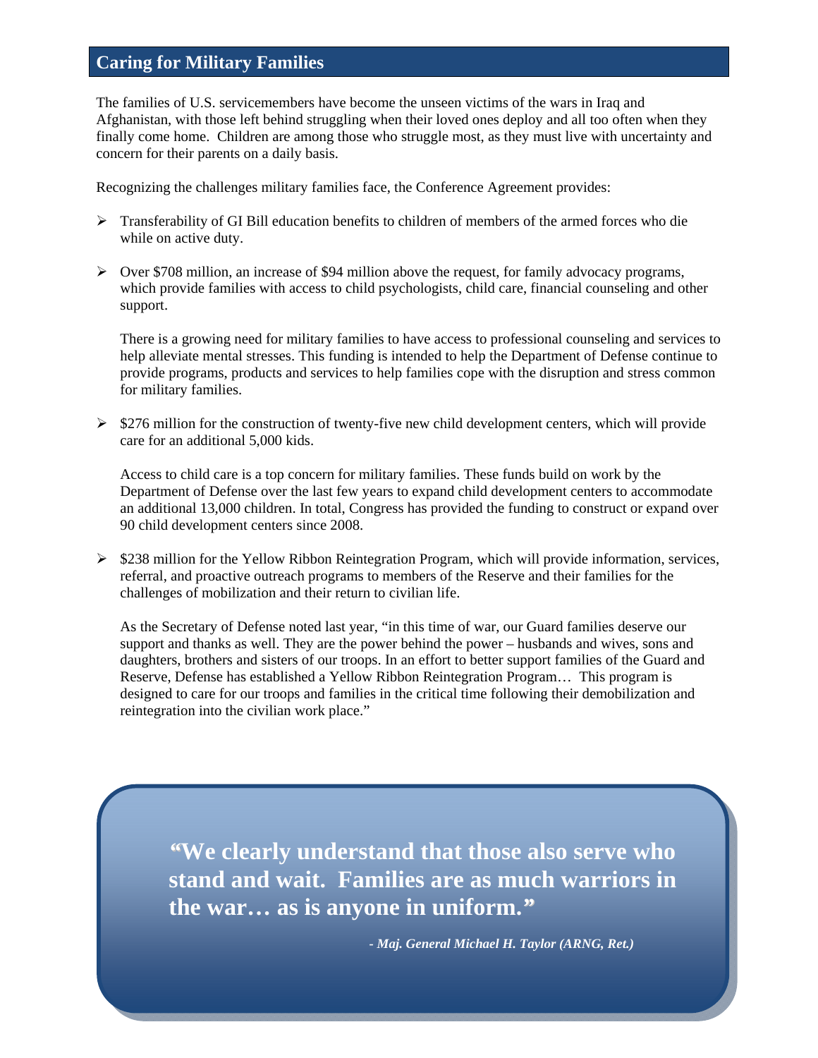## Caring for Military Families

The families of U.S. servicemembers have become the unseen victims of the wars in Iraq and Afghanistan, with those left behind struggling when their loved ones deploy and all too often when they finally come home. Children are among those who struggle most, as they must live with uncertainty and concern for their parents on a daily basis.

Recognizing the challenges military families face, the Conference Agreement provides:

- Transferability of GI Bill education benefits to children of members of the armed forces who die while on active duty.

- Over $708 million, an increase of $94 million above the request, for family advocacy programs, which provide families with access to child psychologists, child care, financial counseling and other support.

  There is a growing need for military families to have access to professional counseling and services to help alleviate mental stresses. This funding is intended to help the Department of Defense continue to provide programs, products and services to help families cope with the disruption and stress common for military families.

- $276 million for the construction of twenty-five new child development centers, which will provide care for an additional 5,000 kids.

  Access to child care is a top concern for military families. These funds build on work by the Department of Defense over the last few years to expand child development centers to accommodate an additional 13,000 children. In total, Congress has provided the funding to construct or expand over 90 child development centers since 2008.

- $238 million for the Yellow Ribbon Reintegration Program, which will provide information, services, referral, and proactive outreach programs to members of the Reserve and their families for the challenges of mobilization and their return to civilian life.

  As the Secretary of Defense noted last year, "in this time of war, our Guard families deserve our support and thanks as well. They are the power behind the power – husbands and wives, sons and daughters, brothers and sisters of our troops. In an effort to better support families of the Guard and Reserve, Defense has established a Yellow Ribbon Reintegration Program… This program is designed to care for our troops and families in the critical time following their demobilization and reintegration into the civilian work place."

> **"We clearly understand that those also serve who stand and wait. Families are as much warriors in the war… as is anyone in uniform."**
>
> ***- Maj. General Michael H. Taylor (ARNG, Ret.)***